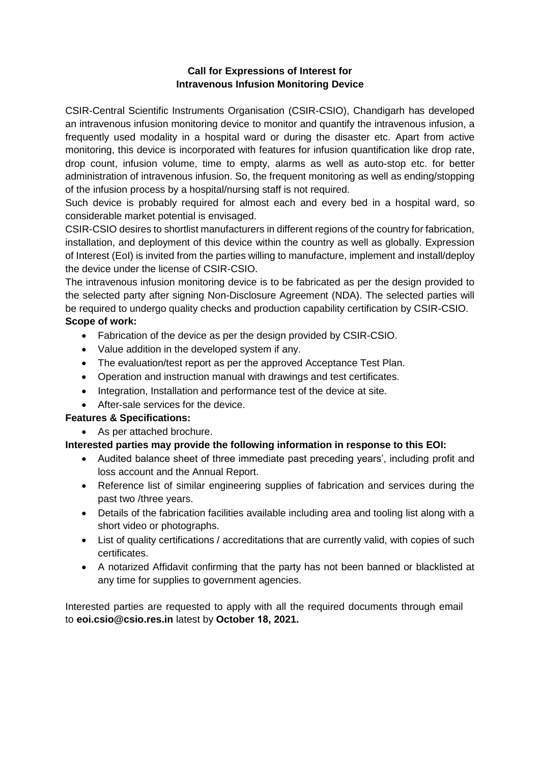**Call for Expressions of Interest for**
**Intravenous Infusion Monitoring Device**

CSIR-Central Scientific Instruments Organisation (CSIR-CSIO), Chandigarh has developed an intravenous infusion monitoring device to monitor and quantify the intravenous infusion, a frequently used modality in a hospital ward or during the disaster etc. Apart from active monitoring, this device is incorporated with features for infusion quantification like drop rate, drop count, infusion volume, time to empty, alarms as well as auto-stop etc. for better administration of intravenous infusion. So, the frequent monitoring as well as ending/stopping of the infusion process by a hospital/nursing staff is not required.

Such device is probably required for almost each and every bed in a hospital ward, so considerable market potential is envisaged.

CSIR-CSIO desires to shortlist manufacturers in different regions of the country for fabrication, installation, and deployment of this device within the country as well as globally. Expression of Interest (EoI) is invited from the parties willing to manufacture, implement and install/deploy the device under the license of CSIR-CSIO.

The intravenous infusion monitoring device is to be fabricated as per the design provided to the selected party after signing Non-Disclosure Agreement (NDA). The selected parties will be required to undergo quality checks and production capability certification by CSIR-CSIO.

**Scope of work:**

- Fabrication of the device as per the design provided by CSIR-CSIO.
- Value addition in the developed system if any.
- The evaluation/test report as per the approved Acceptance Test Plan.
- Operation and instruction manual with drawings and test certificates.
- Integration, Installation and performance test of the device at site.
- After-sale services for the device.

**Features & Specifications:**

- As per attached brochure.

**Interested parties may provide the following information in response to this EOI:**

- Audited balance sheet of three immediate past preceding years', including profit and loss account and the Annual Report.
- Reference list of similar engineering supplies of fabrication and services during the past two /three years.
- Details of the fabrication facilities available including area and tooling list along with a short video or photographs.
- List of quality certifications / accreditations that are currently valid, with copies of such certificates.
- A notarized Affidavit confirming that the party has not been banned or blacklisted at any time for supplies to government agencies.

Interested parties are requested to apply with all the required documents through email to **eoi.csio@csio.res.in** latest by **October 18, 2021.**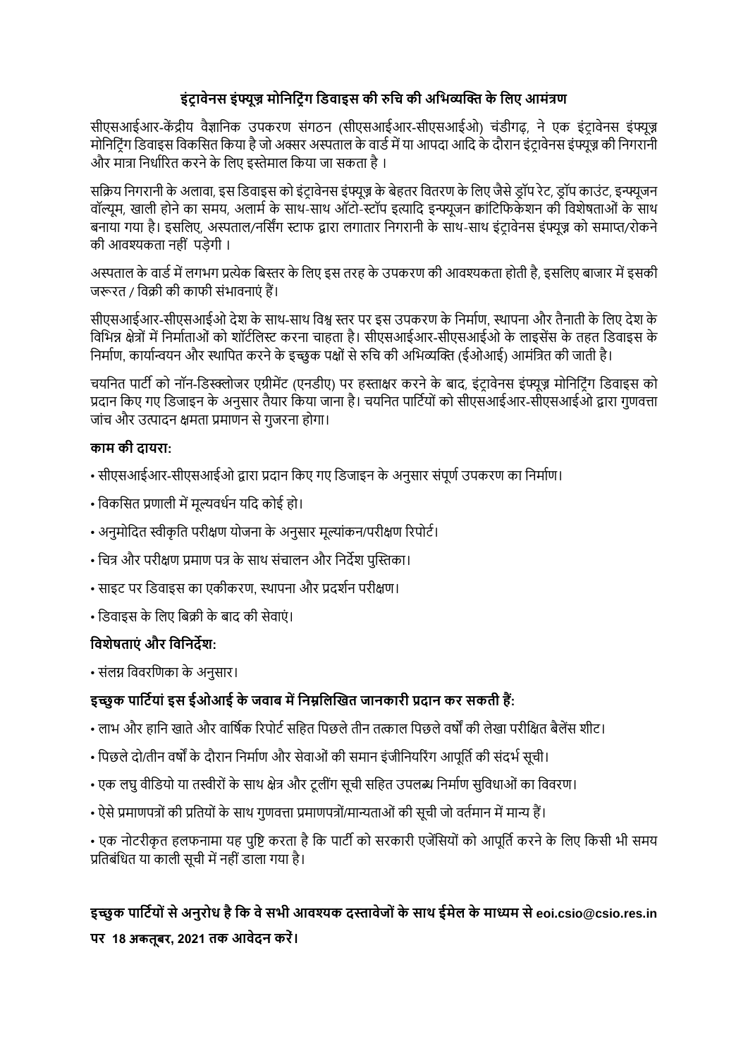### इंट्रावेनस इंफ्यूज़न मोनिटरिंग डिवाइस की रुचि की अभिव्यक्ति के लिए आमंत्रण

सीएसआईआर-केंद्रीय वैज्ञानिक उपकरण संगठन (सीएसआईआर-सीएसआईओ) चंडीगढ़, ने एक इंट्रावेनस इंफ्यूज़न मोनिटरिंग डिवाइस विकसित किया है जो अक्सर अस्पताल के वार्ड में या आपदा आदि के दौरान इंट्रावेनस इंफ्यूज़न की निगरानी और मात्रा निर्धारित करने के लिए इस्तेमाल किया जा सकता है ।

सक्रिय निगरानी के अलावा, इस डिवाइस को इंट्रावेनस इंफ्यूज़न के बेहतर वितरण के लिए जैसे ड्रॉप रेट, ड्रॉप काउंट, इन्फ्यूजन वॉल्यूम, खाली होने का समय, अलार्म के साथ-साथ ऑटो-स्टॉप इत्यादि इन्फ्यूजन क्वांटिफिकेशन की विशेषताओं के साथ बनाया गया है। इसलिए, अस्पताल/नर्सिंग स्टाफ द्वारा लगातार निगरानी के साथ-साथ इंट्रावेनस इंफ्यूज़न को समाप्त/रोकने की आवश्यकता नहीं पड़ेगी ।

अस्पताल के वार्ड में लगभग प्रत्येक बिस्तर के लिए इस तरह के उपकरण की आवश्यकता होती है, इसलिए बाजार में इसकी जरूरत / विक्री की काफी संभावनाएं हैं।

सीएसआईआर-सीएसआईओ देश के साथ-साथ विश्व स्तर पर इस उपकरण के निर्माण, स्थापना और तैनाती के लिए देश के विभिन्न क्षेत्रों में निर्माताओं को शॉर्टलिस्ट करना चाहता है। सीएसआईआर-सीएसआईओ के लाइसेंस के तहत डिवाइस के निर्माण, कार्यान्वयन और स्थापित करने के इच्छुक पक्षों से रुचि की अभिव्यक्ति (ईओआई) आमंत्रित की जाती है।

चयनित पार्टी को नॉन-डिस्क्लोजर एग्रीमेंट (एनडीए) पर हस्ताक्षर करने के बाद, इंट्रावेनस इंफ्यूज़न मोनिटरिंग डिवाइस को प्रदान किए गए डिजाइन के अनुसार तैयार किया जाना है। चयनित पार्टियों को सीएसआईआर-सीएसआईओ द्वारा गुणवत्ता जांच और उत्पादन क्षमता प्रमाणन से गुजरना होगा।

**काम की दायरा:**

- सीएसआईआर-सीएसआईओ द्वारा प्रदान किए गए डिजाइन के अनुसार संपूर्ण उपकरण का निर्माण।
- विकसित प्रणाली में मूल्यवर्धन यदि कोई हो।
- अनुमोदित स्वीकृति परीक्षण योजना के अनुसार मूल्यांकन/परीक्षण रिपोर्ट।
- चित्र और परीक्षण प्रमाण पत्र के साथ संचालन और निर्देश पुस्तिका।
- साइट पर डिवाइस का एकीकरण, स्थापना और प्रदर्शन परीक्षण।
- डिवाइस के लिए बिक्री के बाद की सेवाएं।

**विशेषताएं और विनिर्देश:**

- संलग्न विवरणिका के अनुसार।

**इच्छुक पार्टियां इस ईओआई के जवाब में निम्नलिखित जानकारी प्रदान कर सकती हैं:**

- लाभ और हानि खाते और वार्षिक रिपोर्ट सहित पिछले तीन तत्काल पिछले वर्षों की लेखा परीक्षित बैलेंस शीट।
- पिछले दो/तीन वर्षों के दौरान निर्माण और सेवाओं की समान इंजीनियरिंग आपूर्ति की संदर्भ सूची।
- एक लघु वीडियो या तस्वीरों के साथ क्षेत्र और टूलींग सूची सहित उपलब्ध निर्माण सुविधाओं का विवरण।
- ऐसे प्रमाणपत्रों की प्रतियों के साथ गुणवत्ता प्रमाणपत्रों/मान्यताओं की सूची जो वर्तमान में मान्य हैं।
- एक नोटरीकृत हलफनामा यह पुष्टि करता है कि पार्टी को सरकारी एजेंसियों को आपूर्ति करने के लिए किसी भी समय प्रतिबंधित या काली सूची में नहीं डाला गया है।

**इच्छुक पार्टियों से अनुरोध है कि वे सभी आवश्यक दस्तावेजों के साथ ईमेल के माध्यम से eoi.csio@csio.res.in पर 18 अक्तूबर, 2021 तक आवेदन करें।**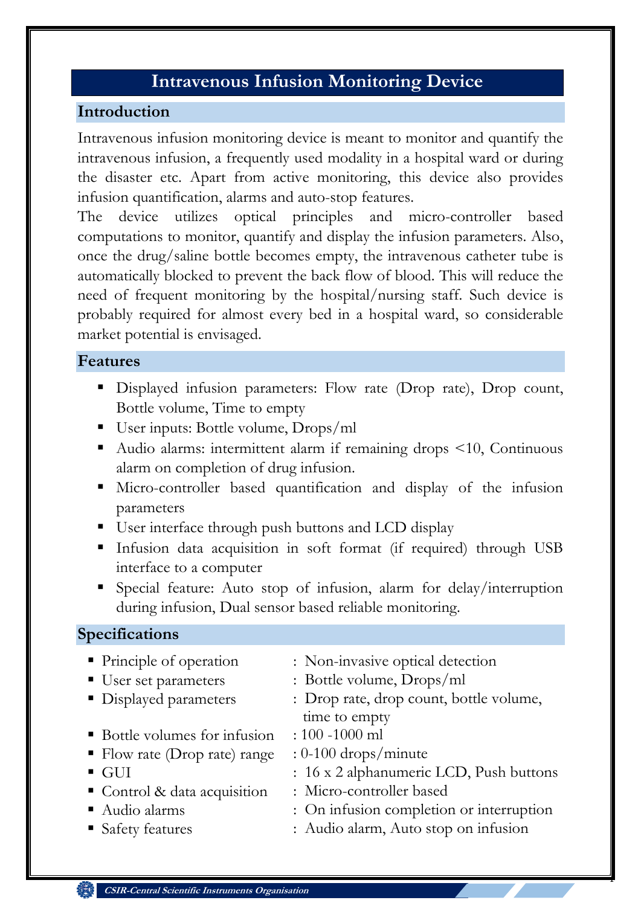# Intravenous Infusion Monitoring Device

## Introduction

Intravenous infusion monitoring device is meant to monitor and quantify the intravenous infusion, a frequently used modality in a hospital ward or during the disaster etc. Apart from active monitoring, this device also provides infusion quantification, alarms and auto-stop features.

The device utilizes optical principles and micro-controller based computations to monitor, quantify and display the infusion parameters. Also, once the drug/saline bottle becomes empty, the intravenous catheter tube is automatically blocked to prevent the back flow of blood. This will reduce the need of frequent monitoring by the hospital/nursing staff. Such device is probably required for almost every bed in a hospital ward, so considerable market potential is envisaged.

## Features

- Displayed infusion parameters: Flow rate (Drop rate), Drop count, Bottle volume, Time to empty
- User inputs: Bottle volume, Drops/ml
- Audio alarms: intermittent alarm if remaining drops <10, Continuous alarm on completion of drug infusion.
- Micro-controller based quantification and display of the infusion parameters
- User interface through push buttons and LCD display
- Infusion data acquisition in soft format (if required) through USB interface to a computer
- Special feature: Auto stop of infusion, alarm for delay/interruption during infusion, Dual sensor based reliable monitoring.

## Specifications

- Principle of operation : Non-invasive optical detection
- User set parameters : Bottle volume, Drops/ml
- Displayed parameters : Drop rate, drop count, bottle volume, time to empty
- Bottle volumes for infusion : 100 -1000 ml
- Flow rate (Drop rate) range : 0-100 drops/minute
- GUI : 16 x 2 alphanumeric LCD, Push buttons
- Control & data acquisition : Micro-controller based
- Audio alarms : On infusion completion or interruption
- Safety features : Audio alarm, Auto stop on infusion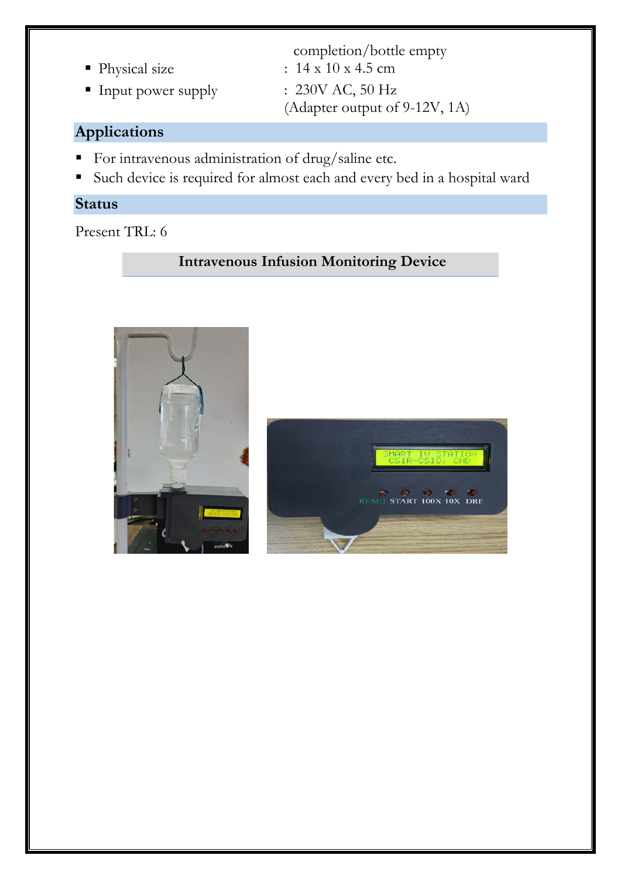completion/bottle empty

- Physical size : 14 x 10 x 4.5 cm
- Input power supply : 230V AC, 50 Hz (Adapter output of 9-12V, 1A)

## Applications

- For intravenous administration of drug/saline etc.
- Such device is required for almost each and every bed in a hospital ward

## Status

Present TRL: 6

**Intravenous Infusion Monitoring Device**